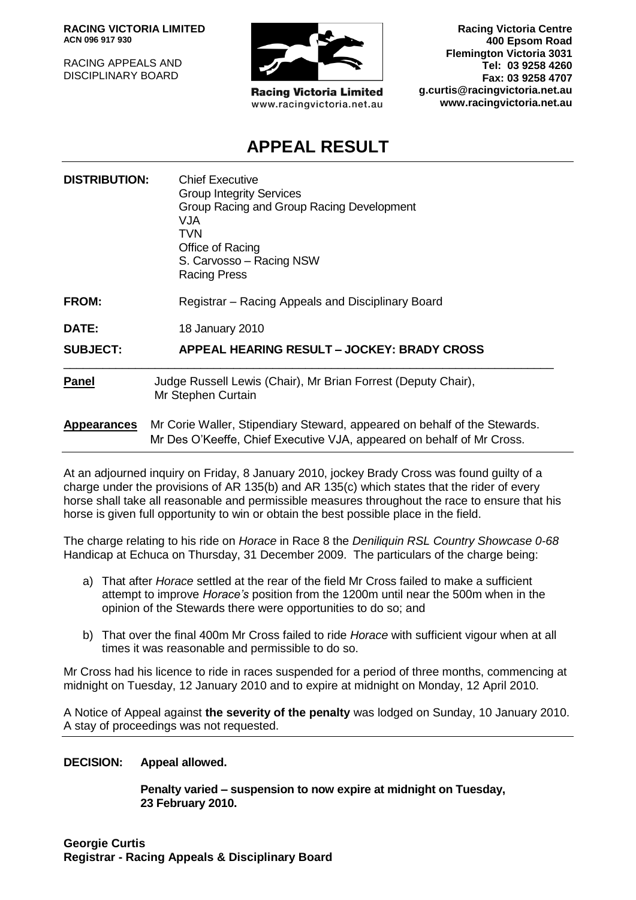**RACING VICTORIA LIMITED**
**ACN 096 917 930**

RACING APPEALS AND DISCIPLINARY BOARD

Racing Victoria Limited
www.racingvictoria.net.au

**Racing Victoria Centre**
**400 Epsom Road**
**Flemington Victoria 3031**
**Tel: 03 9258 4260**
**Fax: 03 9258 4707**
**g.curtis@racingvictoria.net.au**
**www.racingvictoria.net.au**

# APPEAL RESULT

**DISTRIBUTION:** Chief Executive
Group Integrity Services
Group Racing and Group Racing Development
VJA
TVN
Office of Racing
S. Carvosso – Racing NSW
Racing Press

**FROM:** Registrar – Racing Appeals and Disciplinary Board

**DATE:** 18 January 2010

**SUBJECT:** **APPEAL HEARING RESULT – JOCKEY: BRADY CROSS**

---

**Panel** Judge Russell Lewis (Chair), Mr Brian Forrest (Deputy Chair), Mr Stephen Curtain

**Appearances** Mr Corie Waller, Stipendiary Steward, appeared on behalf of the Stewards. Mr Des O'Keeffe, Chief Executive VJA, appeared on behalf of Mr Cross.

---

At an adjourned inquiry on Friday, 8 January 2010, jockey Brady Cross was found guilty of a charge under the provisions of AR 135(b) and AR 135(c) which states that the rider of every horse shall take all reasonable and permissible measures throughout the race to ensure that his horse is given full opportunity to win or obtain the best possible place in the field.

The charge relating to his ride on *Horace* in Race 8 the *Deniliquin RSL Country Showcase 0-68* Handicap at Echuca on Thursday, 31 December 2009. The particulars of the charge being:

a) That after *Horace* settled at the rear of the field Mr Cross failed to make a sufficient attempt to improve *Horace's* position from the 1200m until near the 500m when in the opinion of the Stewards there were opportunities to do so; and

b) That over the final 400m Mr Cross failed to ride *Horace* with sufficient vigour when at all times it was reasonable and permissible to do so.

Mr Cross had his licence to ride in races suspended for a period of three months, commencing at midnight on Tuesday, 12 January 2010 and to expire at midnight on Monday, 12 April 2010.

A Notice of Appeal against **the severity of the penalty** was lodged on Sunday, 10 January 2010. A stay of proceedings was not requested.

---

**DECISION: Appeal allowed.**

**Penalty varied – suspension to now expire at midnight on Tuesday, 23 February 2010.**

**Georgie Curtis**
**Registrar - Racing Appeals & Disciplinary Board**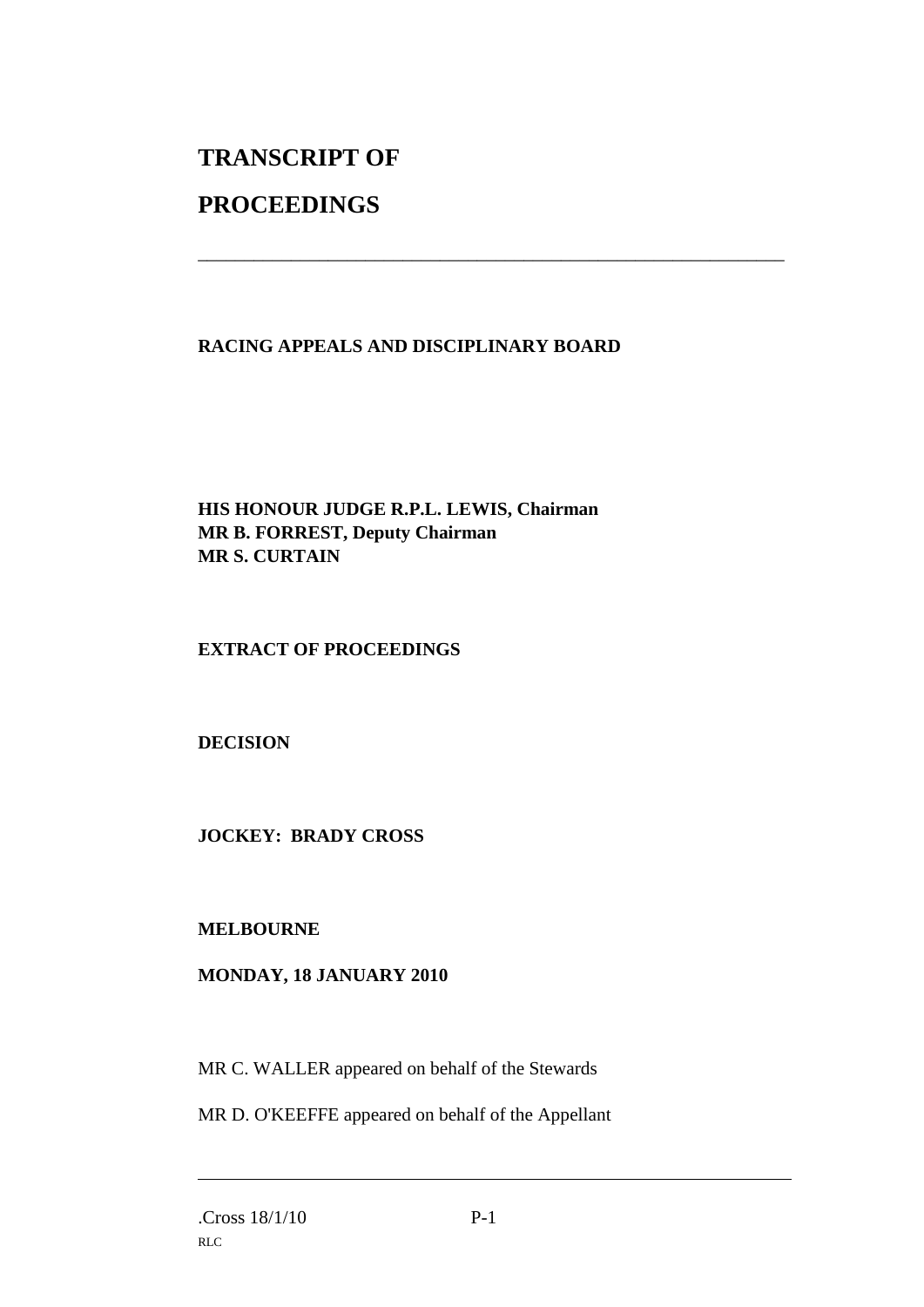# TRANSCRIPT OF

# PROCEEDINGS

---

**RACING APPEALS AND DISCIPLINARY BOARD**

**HIS HONOUR JUDGE R.P.L. LEWIS, Chairman**
**MR B. FORREST, Deputy Chairman**
**MR S. CURTAIN**

**EXTRACT OF PROCEEDINGS**

**DECISION**

**JOCKEY: BRADY CROSS**

**MELBOURNE**

**MONDAY, 18 JANUARY 2010**

MR C. WALLER appeared on behalf of the Stewards

MR D. O'KEEFFE appeared on behalf of the Appellant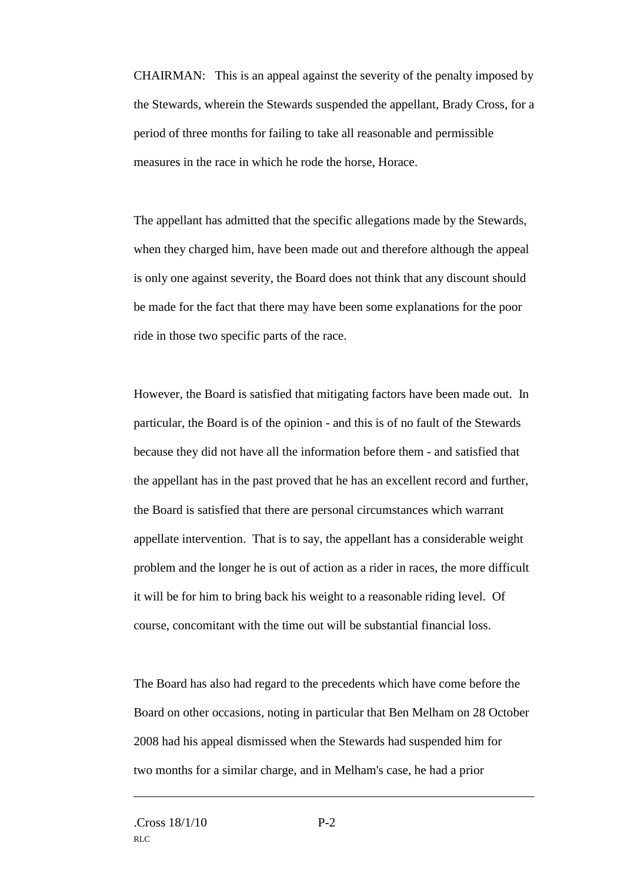CHAIRMAN: This is an appeal against the severity of the penalty imposed by the Stewards, wherein the Stewards suspended the appellant, Brady Cross, for a period of three months for failing to take all reasonable and permissible measures in the race in which he rode the horse, Horace.

The appellant has admitted that the specific allegations made by the Stewards, when they charged him, have been made out and therefore although the appeal is only one against severity, the Board does not think that any discount should be made for the fact that there may have been some explanations for the poor ride in those two specific parts of the race.

However, the Board is satisfied that mitigating factors have been made out. In particular, the Board is of the opinion - and this is of no fault of the Stewards because they did not have all the information before them - and satisfied that the appellant has in the past proved that he has an excellent record and further, the Board is satisfied that there are personal circumstances which warrant appellate intervention. That is to say, the appellant has a considerable weight problem and the longer he is out of action as a rider in races, the more difficult it will be for him to bring back his weight to a reasonable riding level. Of course, concomitant with the time out will be substantial financial loss.

The Board has also had regard to the precedents which have come before the Board on other occasions, noting in particular that Ben Melham on 28 October 2008 had his appeal dismissed when the Stewards had suspended him for two months for a similar charge, and in Melham's case, he had a prior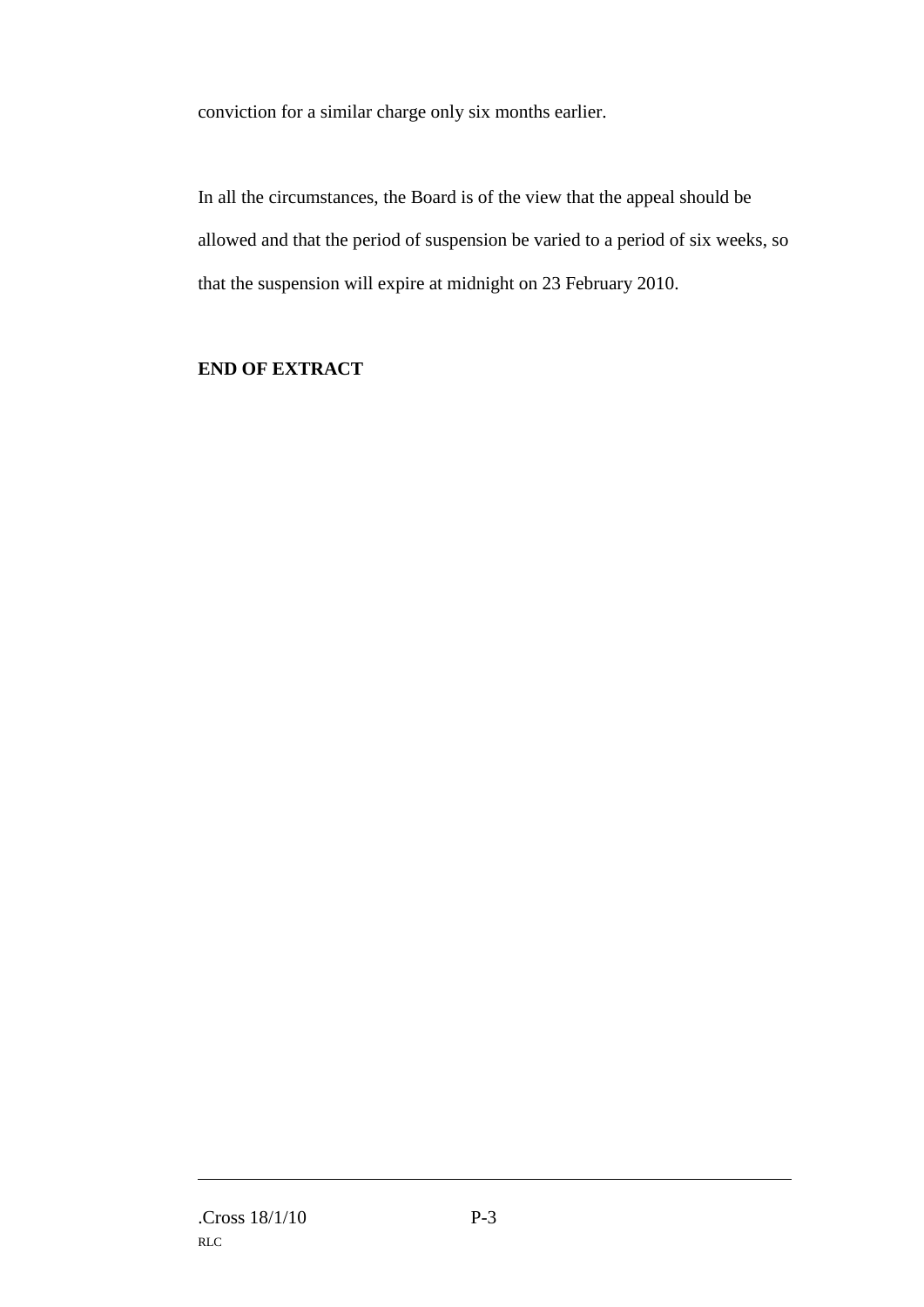conviction for a similar charge only six months earlier.

In all the circumstances, the Board is of the view that the appeal should be allowed and that the period of suspension be varied to a period of six weeks, so that the suspension will expire at midnight on 23 February 2010.

**END OF EXTRACT**